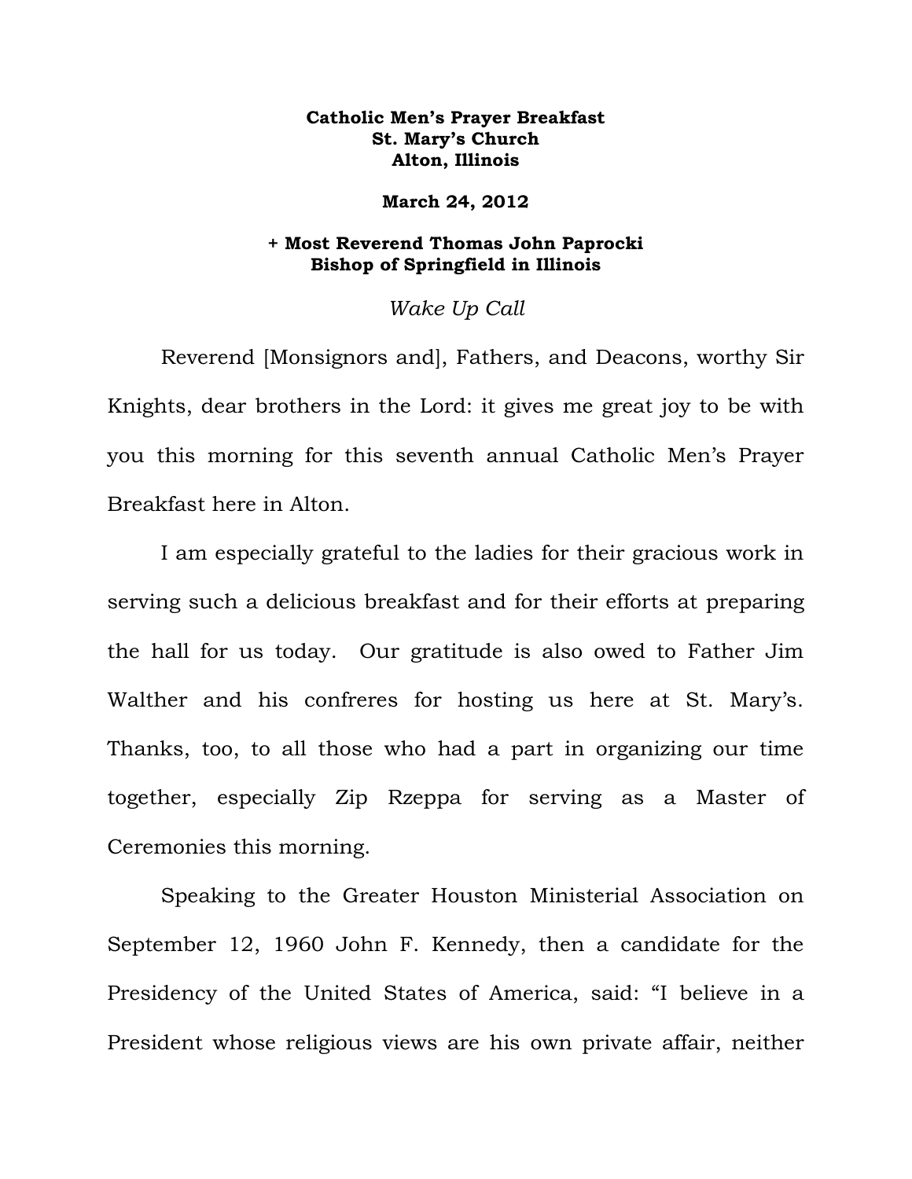**Catholic Men's Prayer Breakfast**
**St. Mary's Church**
**Alton, Illinois**

**March 24, 2012**

**+ Most Reverend Thomas John Paprocki**
**Bishop of Springfield in Illinois**

*Wake Up Call*

Reverend [Monsignors and], Fathers, and Deacons, worthy Sir Knights, dear brothers in the Lord: it gives me great joy to be with you this morning for this seventh annual Catholic Men's Prayer Breakfast here in Alton.

I am especially grateful to the ladies for their gracious work in serving such a delicious breakfast and for their efforts at preparing the hall for us today. Our gratitude is also owed to Father Jim Walther and his confreres for hosting us here at St. Mary's. Thanks, too, to all those who had a part in organizing our time together, especially Zip Rzeppa for serving as a Master of Ceremonies this morning.

Speaking to the Greater Houston Ministerial Association on September 12, 1960 John F. Kennedy, then a candidate for the Presidency of the United States of America, said: "I believe in a President whose religious views are his own private affair, neither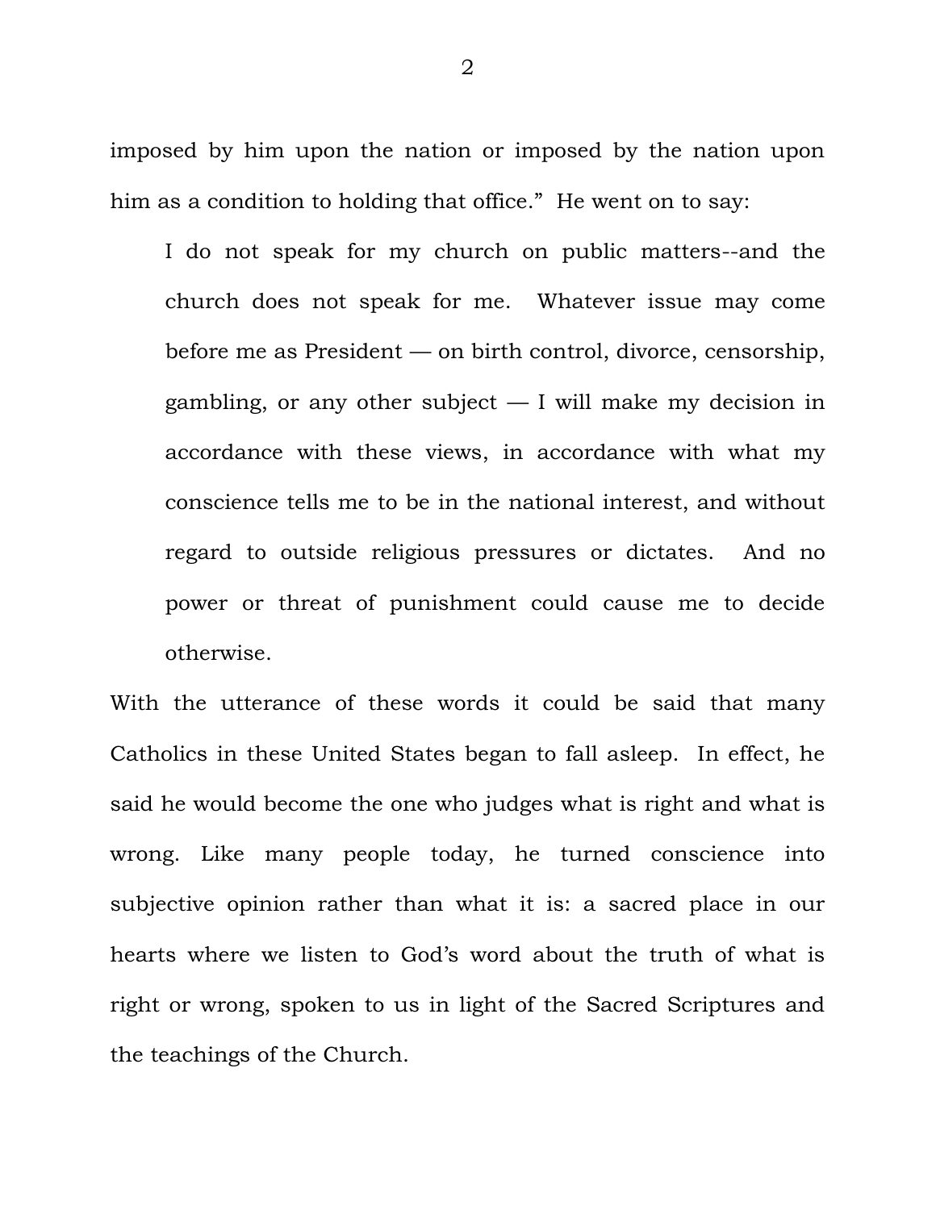imposed by him upon the nation or imposed by the nation upon him as a condition to holding that office." He went on to say:

> I do not speak for my church on public matters--and the church does not speak for me. Whatever issue may come before me as President — on birth control, divorce, censorship, gambling, or any other subject — I will make my decision in accordance with these views, in accordance with what my conscience tells me to be in the national interest, and without regard to outside religious pressures or dictates. And no power or threat of punishment could cause me to decide otherwise.

With the utterance of these words it could be said that many Catholics in these United States began to fall asleep. In effect, he said he would become the one who judges what is right and what is wrong. Like many people today, he turned conscience into subjective opinion rather than what it is: a sacred place in our hearts where we listen to God's word about the truth of what is right or wrong, spoken to us in light of the Sacred Scriptures and the teachings of the Church.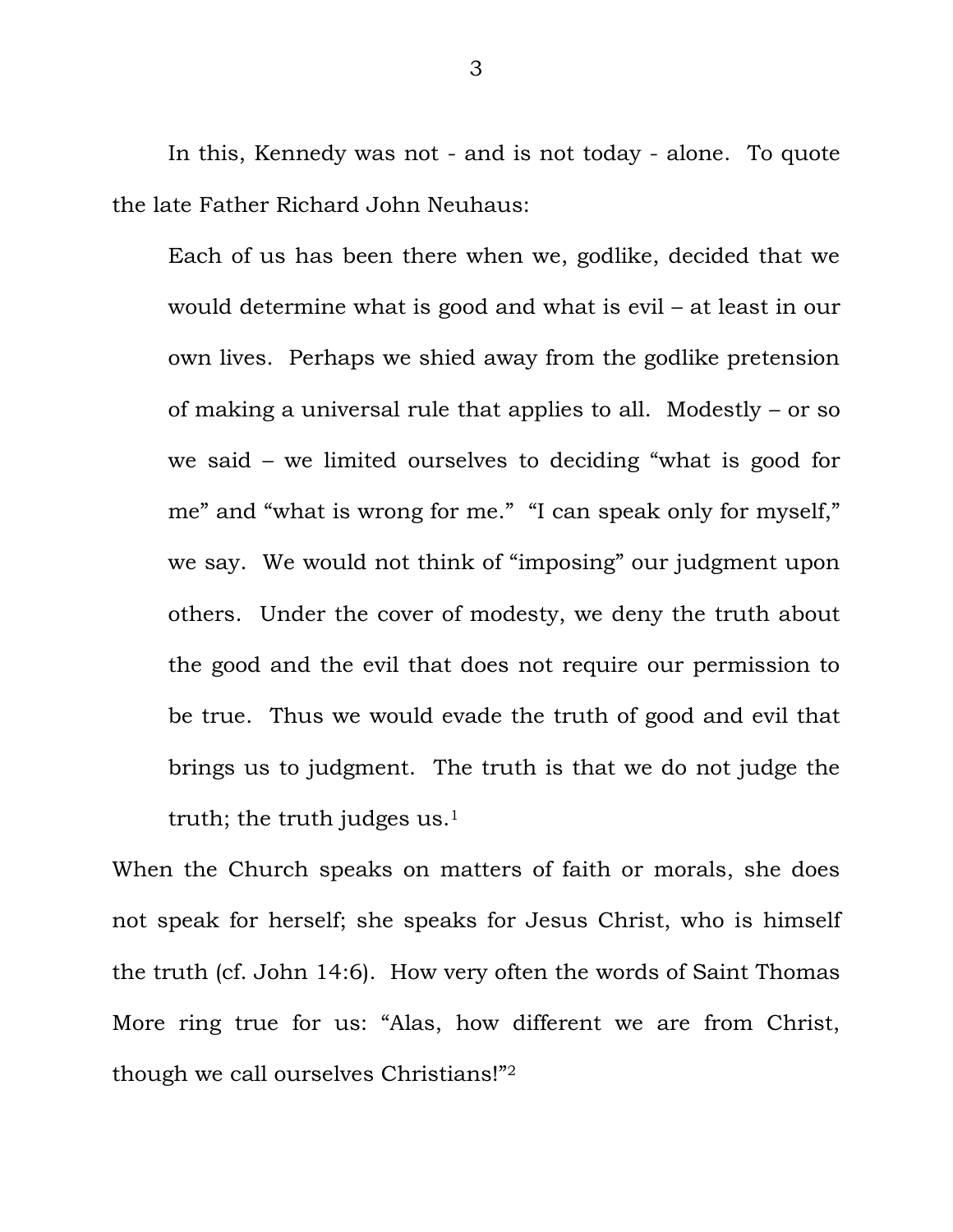In this, Kennedy was not - and is not today - alone. To quote the late Father Richard John Neuhaus:

> Each of us has been there when we, godlike, decided that we would determine what is good and what is evil – at least in our own lives. Perhaps we shied away from the godlike pretension of making a universal rule that applies to all. Modestly – or so we said – we limited ourselves to deciding "what is good for me" and "what is wrong for me." "I can speak only for myself," we say. We would not think of "imposing" our judgment upon others. Under the cover of modesty, we deny the truth about the good and the evil that does not require our permission to be true. Thus we would evade the truth of good and evil that brings us to judgment. The truth is that we do not judge the truth; the truth judges us.[1]

When the Church speaks on matters of faith or morals, she does not speak for herself; she speaks for Jesus Christ, who is himself the truth (cf. John 14:6). How very often the words of Saint Thomas More ring true for us: "Alas, how different we are from Christ, though we call ourselves Christians!"[2]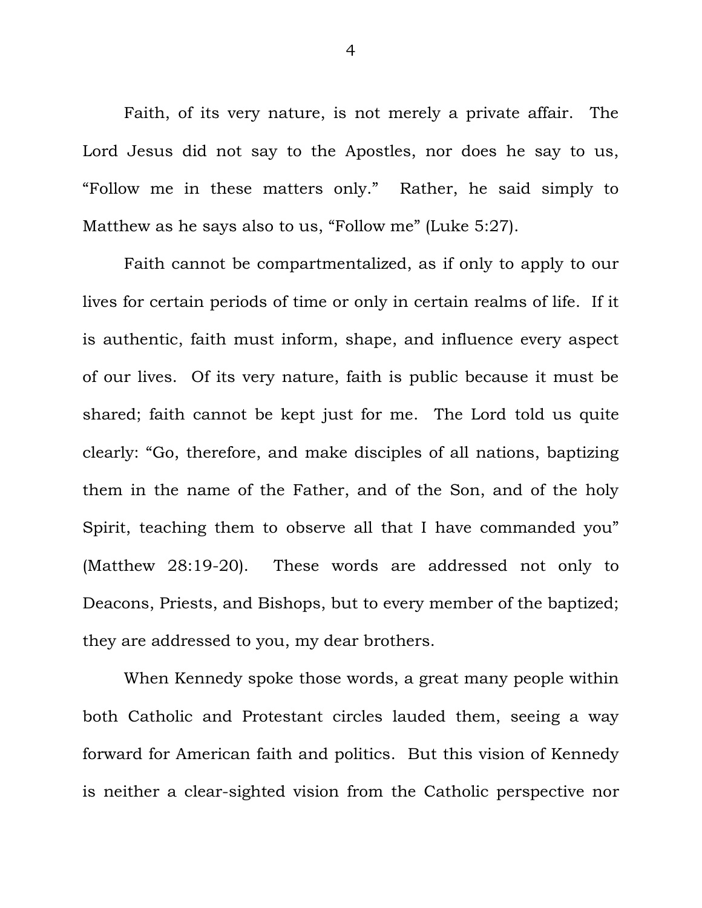Faith, of its very nature, is not merely a private affair. The Lord Jesus did not say to the Apostles, nor does he say to us, "Follow me in these matters only." Rather, he said simply to Matthew as he says also to us, "Follow me" (Luke 5:27).

Faith cannot be compartmentalized, as if only to apply to our lives for certain periods of time or only in certain realms of life. If it is authentic, faith must inform, shape, and influence every aspect of our lives. Of its very nature, faith is public because it must be shared; faith cannot be kept just for me. The Lord told us quite clearly: "Go, therefore, and make disciples of all nations, baptizing them in the name of the Father, and of the Son, and of the holy Spirit, teaching them to observe all that I have commanded you" (Matthew 28:19-20). These words are addressed not only to Deacons, Priests, and Bishops, but to every member of the baptized; they are addressed to you, my dear brothers.

When Kennedy spoke those words, a great many people within both Catholic and Protestant circles lauded them, seeing a way forward for American faith and politics. But this vision of Kennedy is neither a clear-sighted vision from the Catholic perspective nor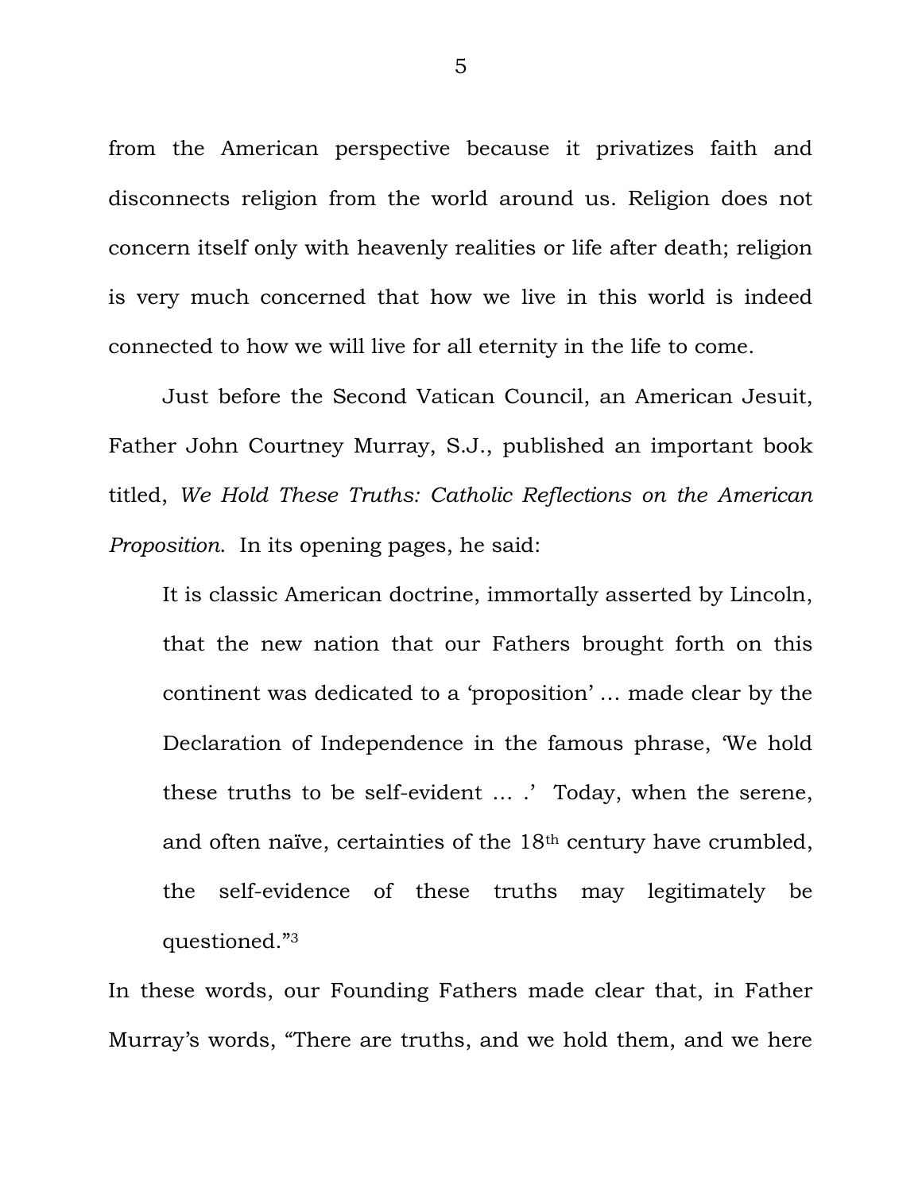from the American perspective because it privatizes faith and disconnects religion from the world around us. Religion does not concern itself only with heavenly realities or life after death; religion is very much concerned that how we live in this world is indeed connected to how we will live for all eternity in the life to come.

Just before the Second Vatican Council, an American Jesuit, Father John Courtney Murray, S.J., published an important book titled, *We Hold These Truths: Catholic Reflections on the American Proposition.* In its opening pages, he said:

> It is classic American doctrine, immortally asserted by Lincoln, that the new nation that our Fathers brought forth on this continent was dedicated to a 'proposition' … made clear by the Declaration of Independence in the famous phrase, 'We hold these truths to be self-evident … .' Today, when the serene, and often naïve, certainties of the 18th century have crumbled, the self-evidence of these truths may legitimately be questioned."[3]

In these words, our Founding Fathers made clear that, in Father Murray's words, "There are truths, and we hold them, and we here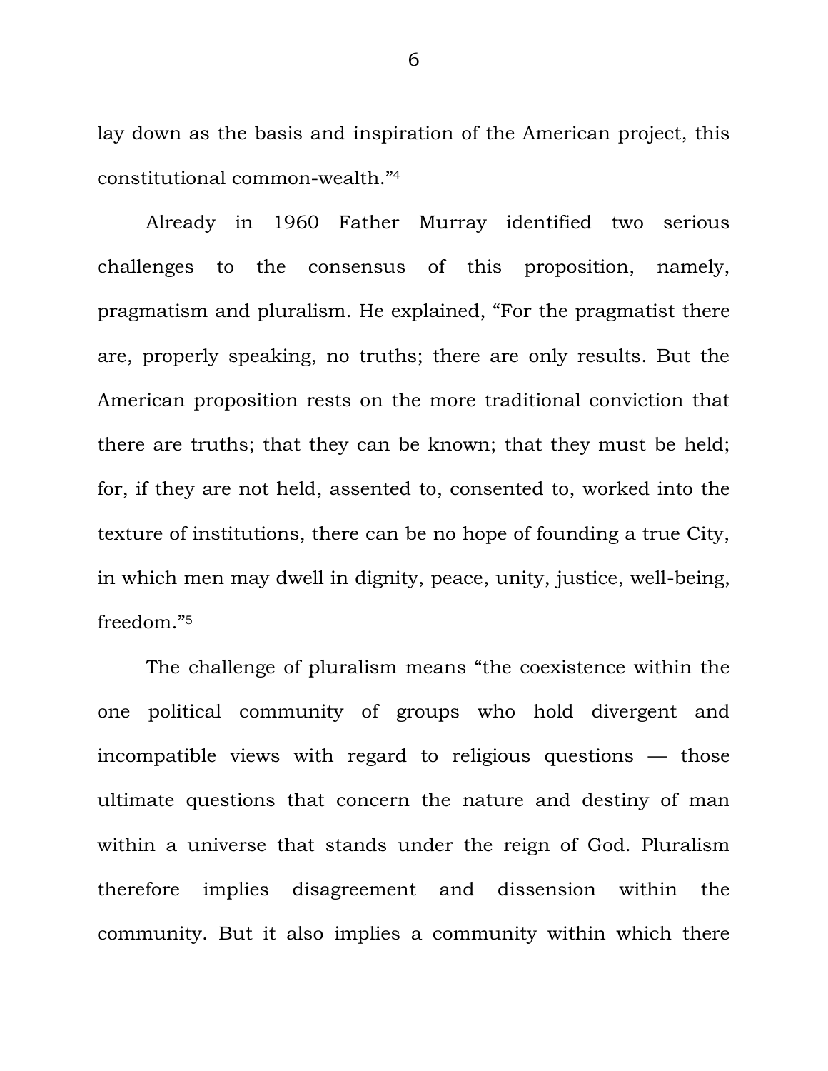lay down as the basis and inspiration of the American project, this constitutional common-wealth."[4]

Already in 1960 Father Murray identified two serious challenges to the consensus of this proposition, namely, pragmatism and pluralism. He explained, "For the pragmatist there are, properly speaking, no truths; there are only results. But the American proposition rests on the more traditional conviction that there are truths; that they can be known; that they must be held; for, if they are not held, assented to, consented to, worked into the texture of institutions, there can be no hope of founding a true City, in which men may dwell in dignity, peace, unity, justice, well-being, freedom."[5]

The challenge of pluralism means "the coexistence within the one political community of groups who hold divergent and incompatible views with regard to religious questions — those ultimate questions that concern the nature and destiny of man within a universe that stands under the reign of God. Pluralism therefore implies disagreement and dissension within the community. But it also implies a community within which there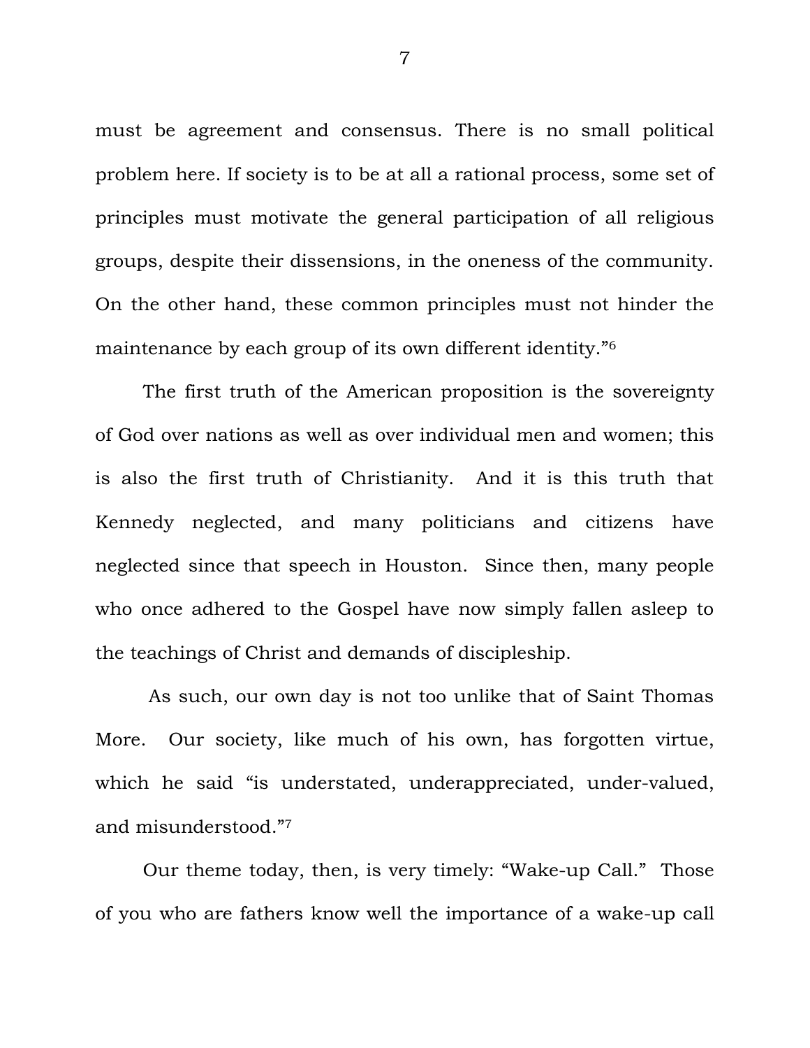must be agreement and consensus. There is no small political problem here. If society is to be at all a rational process, some set of principles must motivate the general participation of all religious groups, despite their dissensions, in the oneness of the community. On the other hand, these common principles must not hinder the maintenance by each group of its own different identity."[6]

The first truth of the American proposition is the sovereignty of God over nations as well as over individual men and women; this is also the first truth of Christianity. And it is this truth that Kennedy neglected, and many politicians and citizens have neglected since that speech in Houston. Since then, many people who once adhered to the Gospel have now simply fallen asleep to the teachings of Christ and demands of discipleship.

As such, our own day is not too unlike that of Saint Thomas More. Our society, like much of his own, has forgotten virtue, which he said "is understated, underappreciated, under-valued, and misunderstood."[7]

Our theme today, then, is very timely: "Wake-up Call." Those of you who are fathers know well the importance of a wake-up call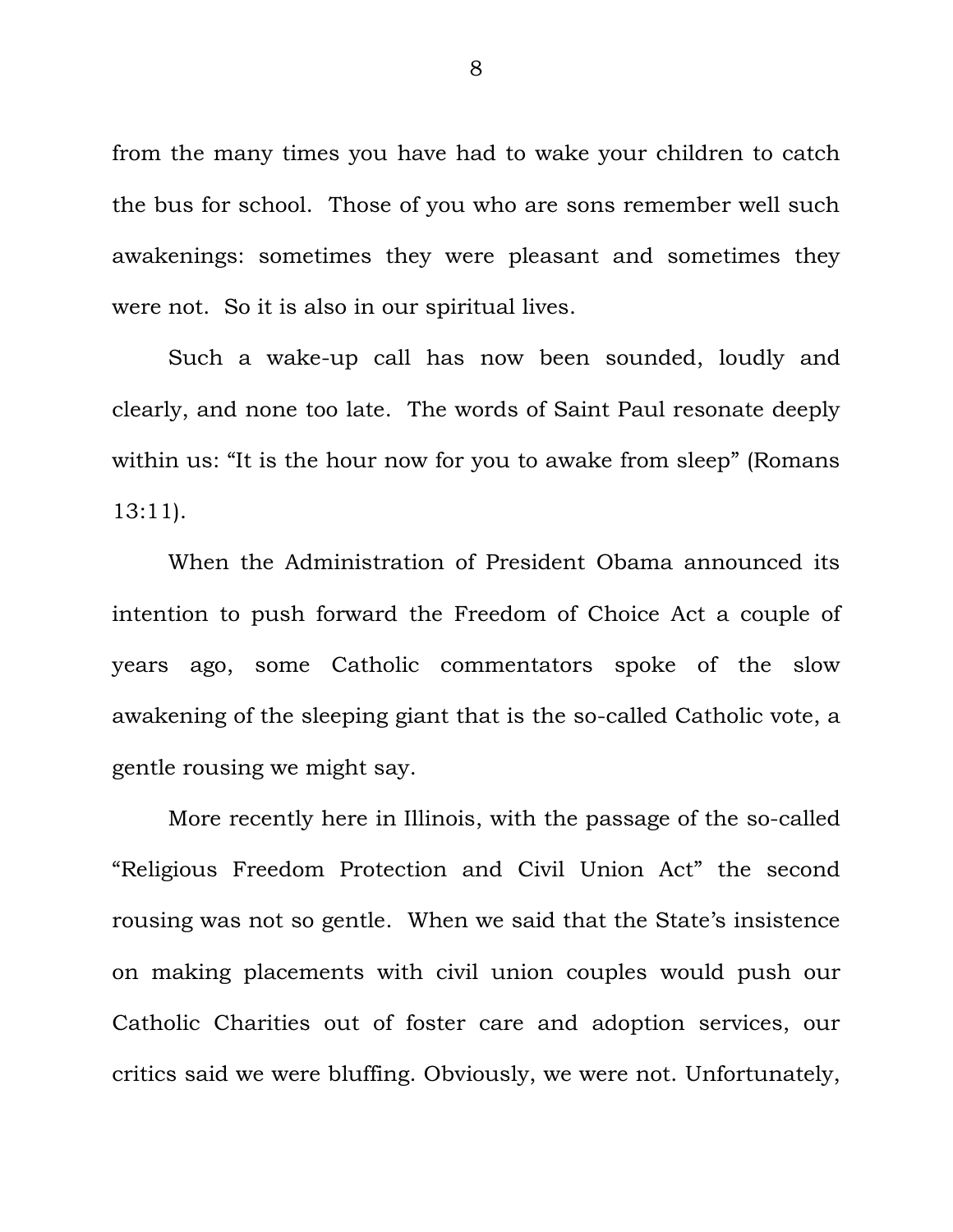from the many times you have had to wake your children to catch the bus for school. Those of you who are sons remember well such awakenings: sometimes they were pleasant and sometimes they were not. So it is also in our spiritual lives.

Such a wake-up call has now been sounded, loudly and clearly, and none too late. The words of Saint Paul resonate deeply within us: "It is the hour now for you to awake from sleep" (Romans 13:11).

When the Administration of President Obama announced its intention to push forward the Freedom of Choice Act a couple of years ago, some Catholic commentators spoke of the slow awakening of the sleeping giant that is the so-called Catholic vote, a gentle rousing we might say.

More recently here in Illinois, with the passage of the so-called "Religious Freedom Protection and Civil Union Act" the second rousing was not so gentle. When we said that the State's insistence on making placements with civil union couples would push our Catholic Charities out of foster care and adoption services, our critics said we were bluffing. Obviously, we were not. Unfortunately,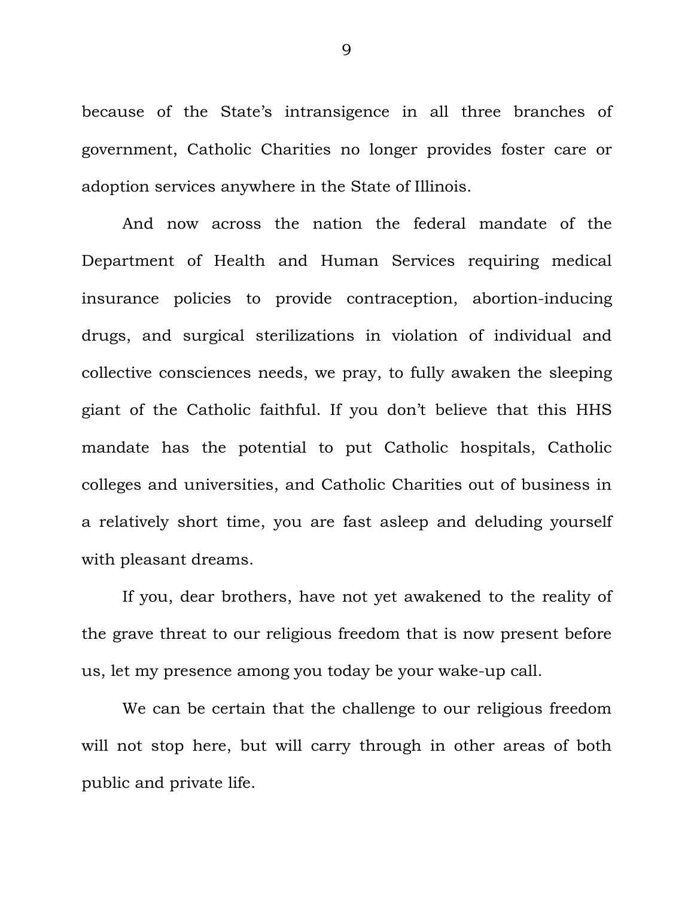because of the State's intransigence in all three branches of government, Catholic Charities no longer provides foster care or adoption services anywhere in the State of Illinois.

And now across the nation the federal mandate of the Department of Health and Human Services requiring medical insurance policies to provide contraception, abortion-inducing drugs, and surgical sterilizations in violation of individual and collective consciences needs, we pray, to fully awaken the sleeping giant of the Catholic faithful. If you don't believe that this HHS mandate has the potential to put Catholic hospitals, Catholic colleges and universities, and Catholic Charities out of business in a relatively short time, you are fast asleep and deluding yourself with pleasant dreams.

If you, dear brothers, have not yet awakened to the reality of the grave threat to our religious freedom that is now present before us, let my presence among you today be your wake-up call.

We can be certain that the challenge to our religious freedom will not stop here, but will carry through in other areas of both public and private life.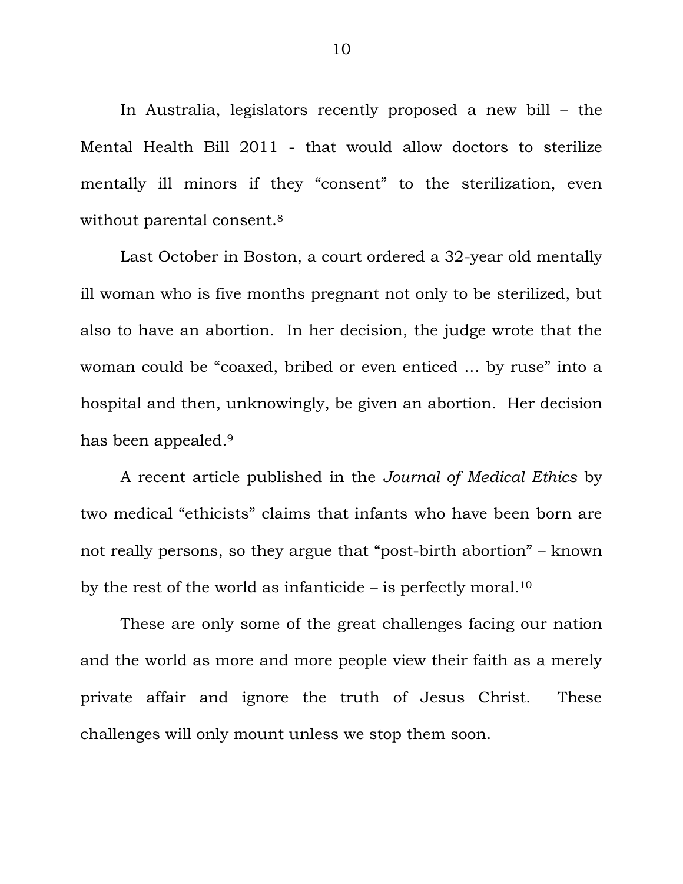In Australia, legislators recently proposed a new bill – the Mental Health Bill 2011 - that would allow doctors to sterilize mentally ill minors if they "consent" to the sterilization, even without parental consent.[8]

Last October in Boston, a court ordered a 32-year old mentally ill woman who is five months pregnant not only to be sterilized, but also to have an abortion. In her decision, the judge wrote that the woman could be "coaxed, bribed or even enticed … by ruse" into a hospital and then, unknowingly, be given an abortion. Her decision has been appealed.[9]

A recent article published in the *Journal of Medical Ethics* by two medical "ethicists" claims that infants who have been born are not really persons, so they argue that "post-birth abortion" – known by the rest of the world as infanticide – is perfectly moral.[10]

These are only some of the great challenges facing our nation and the world as more and more people view their faith as a merely private affair and ignore the truth of Jesus Christ. These challenges will only mount unless we stop them soon.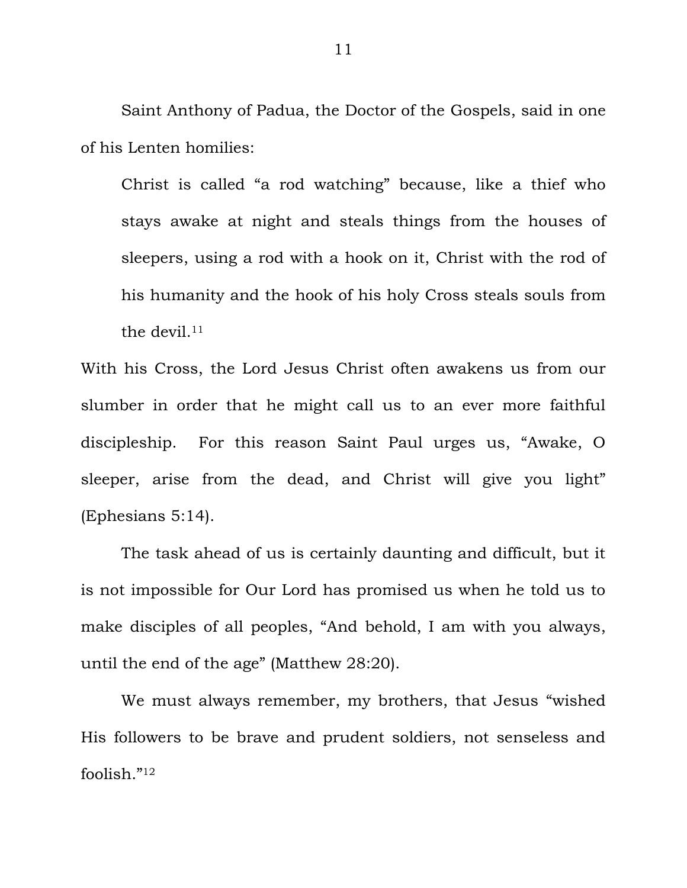Saint Anthony of Padua, the Doctor of the Gospels, said in one of his Lenten homilies:

> Christ is called "a rod watching" because, like a thief who stays awake at night and steals things from the houses of sleepers, using a rod with a hook on it, Christ with the rod of his humanity and the hook of his holy Cross steals souls from the devil.[11]

With his Cross, the Lord Jesus Christ often awakens us from our slumber in order that he might call us to an ever more faithful discipleship. For this reason Saint Paul urges us, "Awake, O sleeper, arise from the dead, and Christ will give you light" (Ephesians 5:14).

The task ahead of us is certainly daunting and difficult, but it is not impossible for Our Lord has promised us when he told us to make disciples of all peoples, "And behold, I am with you always, until the end of the age" (Matthew 28:20).

We must always remember, my brothers, that Jesus "wished His followers to be brave and prudent soldiers, not senseless and foolish."[12]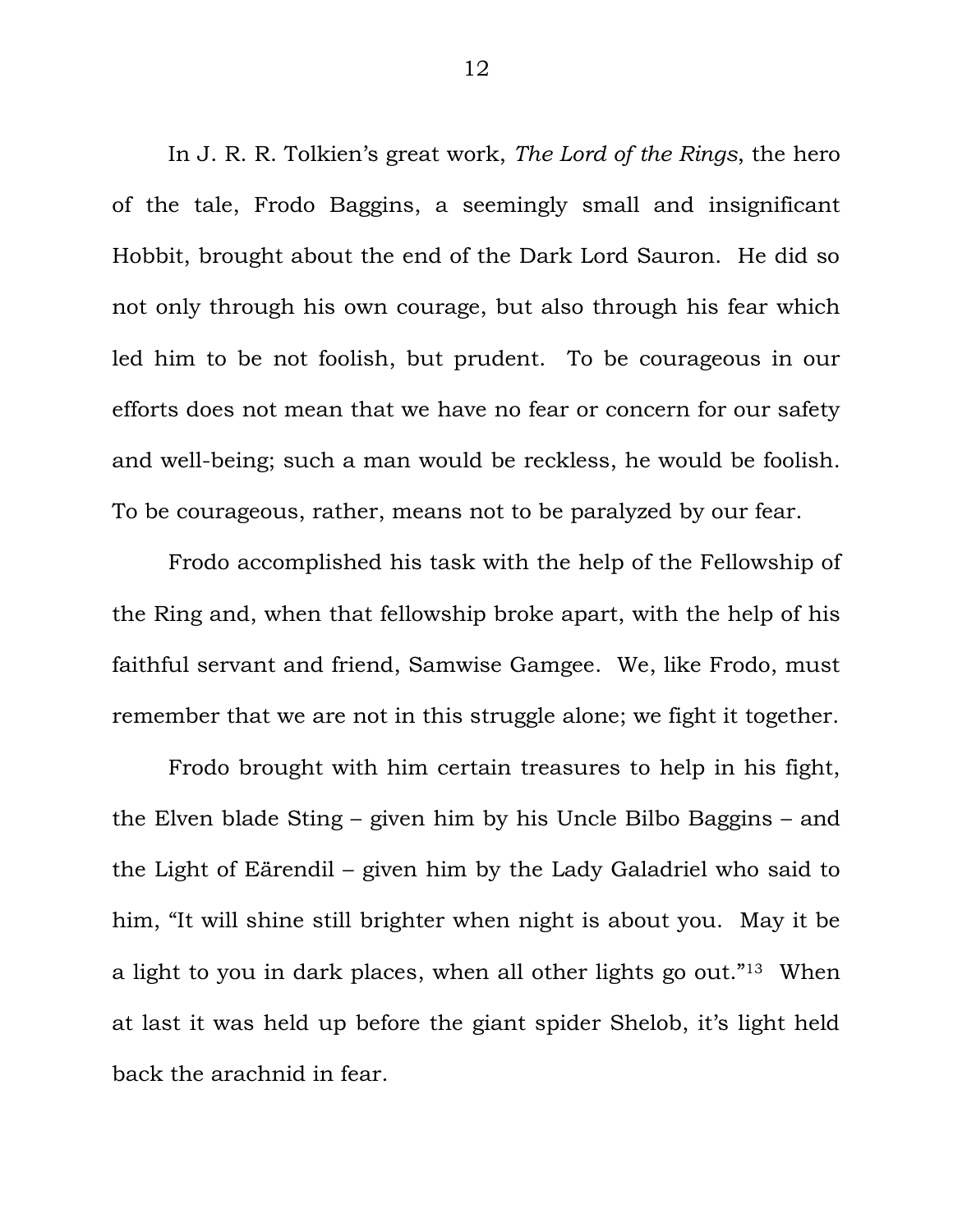In J. R. R. Tolkien's great work, *The Lord of the Rings*, the hero of the tale, Frodo Baggins, a seemingly small and insignificant Hobbit, brought about the end of the Dark Lord Sauron. He did so not only through his own courage, but also through his fear which led him to be not foolish, but prudent. To be courageous in our efforts does not mean that we have no fear or concern for our safety and well-being; such a man would be reckless, he would be foolish. To be courageous, rather, means not to be paralyzed by our fear.

Frodo accomplished his task with the help of the Fellowship of the Ring and, when that fellowship broke apart, with the help of his faithful servant and friend, Samwise Gamgee. We, like Frodo, must remember that we are not in this struggle alone; we fight it together.

Frodo brought with him certain treasures to help in his fight, the Elven blade Sting – given him by his Uncle Bilbo Baggins – and the Light of Eärendil – given him by the Lady Galadriel who said to him, "It will shine still brighter when night is about you. May it be a light to you in dark places, when all other lights go out."[13] When at last it was held up before the giant spider Shelob, it's light held back the arachnid in fear.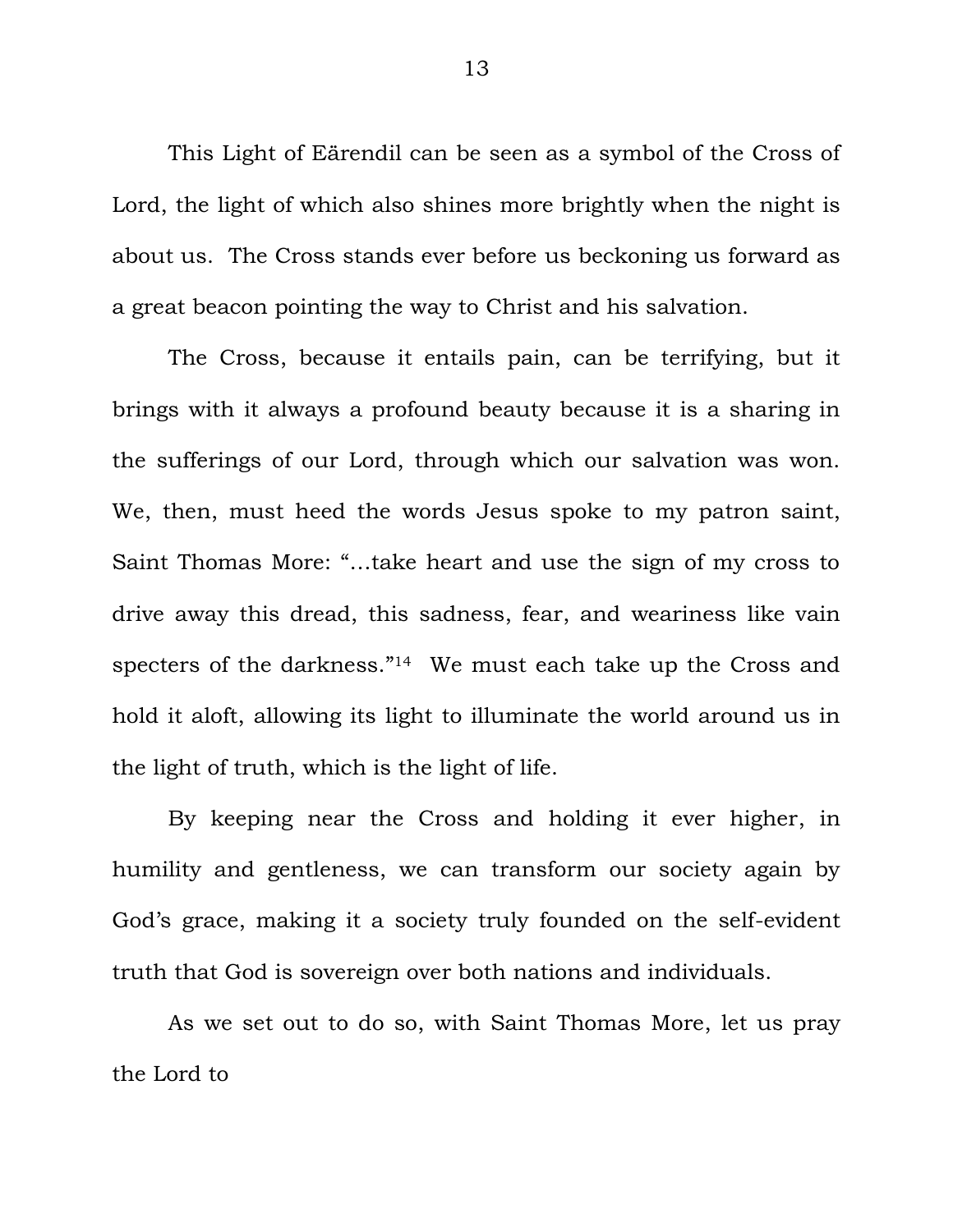This Light of Eärendil can be seen as a symbol of the Cross of Lord, the light of which also shines more brightly when the night is about us. The Cross stands ever before us beckoning us forward as a great beacon pointing the way to Christ and his salvation.

The Cross, because it entails pain, can be terrifying, but it brings with it always a profound beauty because it is a sharing in the sufferings of our Lord, through which our salvation was won. We, then, must heed the words Jesus spoke to my patron saint, Saint Thomas More: "…take heart and use the sign of my cross to drive away this dread, this sadness, fear, and weariness like vain specters of the darkness."[14] We must each take up the Cross and hold it aloft, allowing its light to illuminate the world around us in the light of truth, which is the light of life.

By keeping near the Cross and holding it ever higher, in humility and gentleness, we can transform our society again by God's grace, making it a society truly founded on the self-evident truth that God is sovereign over both nations and individuals.

As we set out to do so, with Saint Thomas More, let us pray the Lord to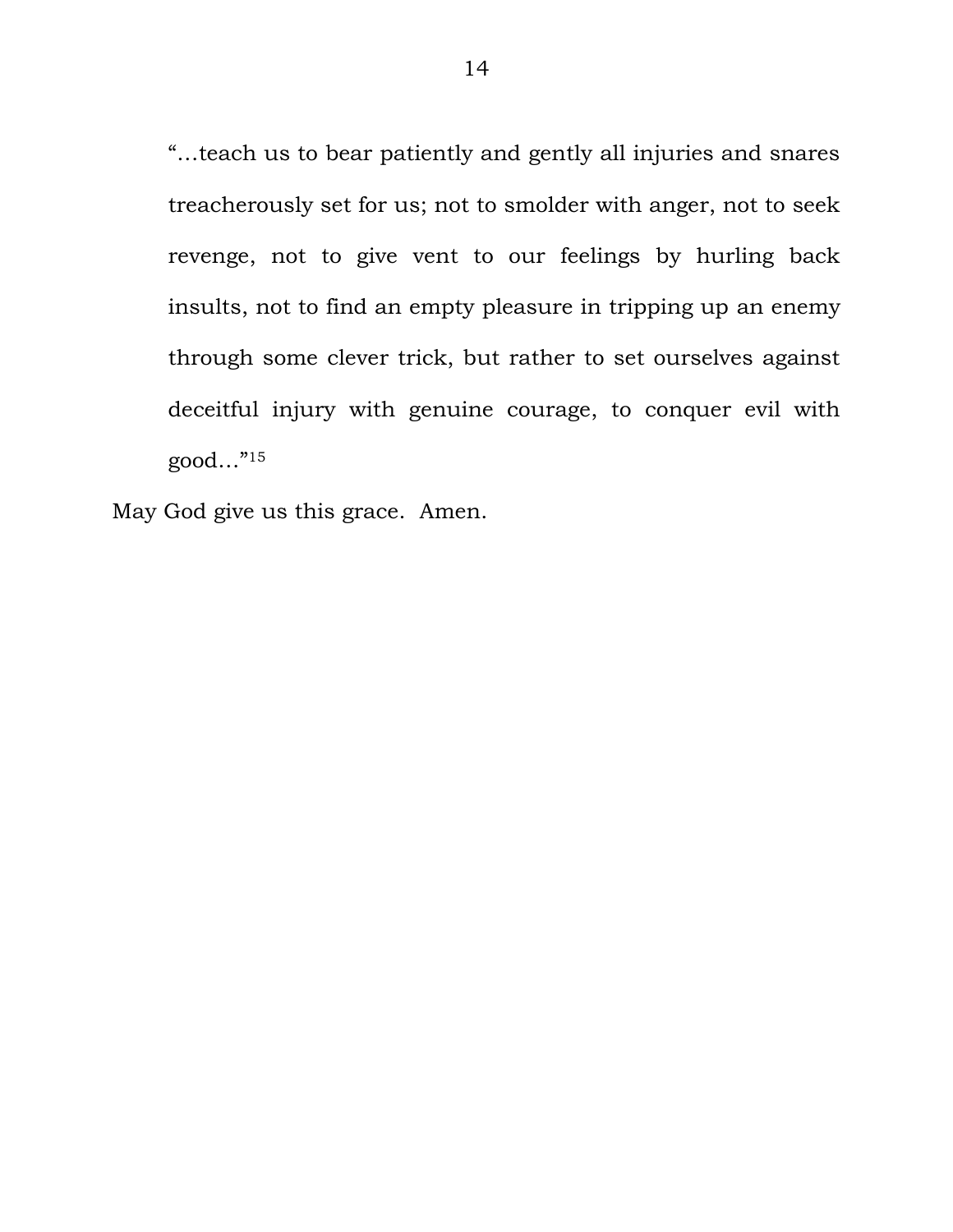> "…teach us to bear patiently and gently all injuries and snares treacherously set for us; not to smolder with anger, not to seek revenge, not to give vent to our feelings by hurling back insults, not to find an empty pleasure in tripping up an enemy through some clever trick, but rather to set ourselves against deceitful injury with genuine courage, to conquer evil with good…"[15]

May God give us this grace. Amen.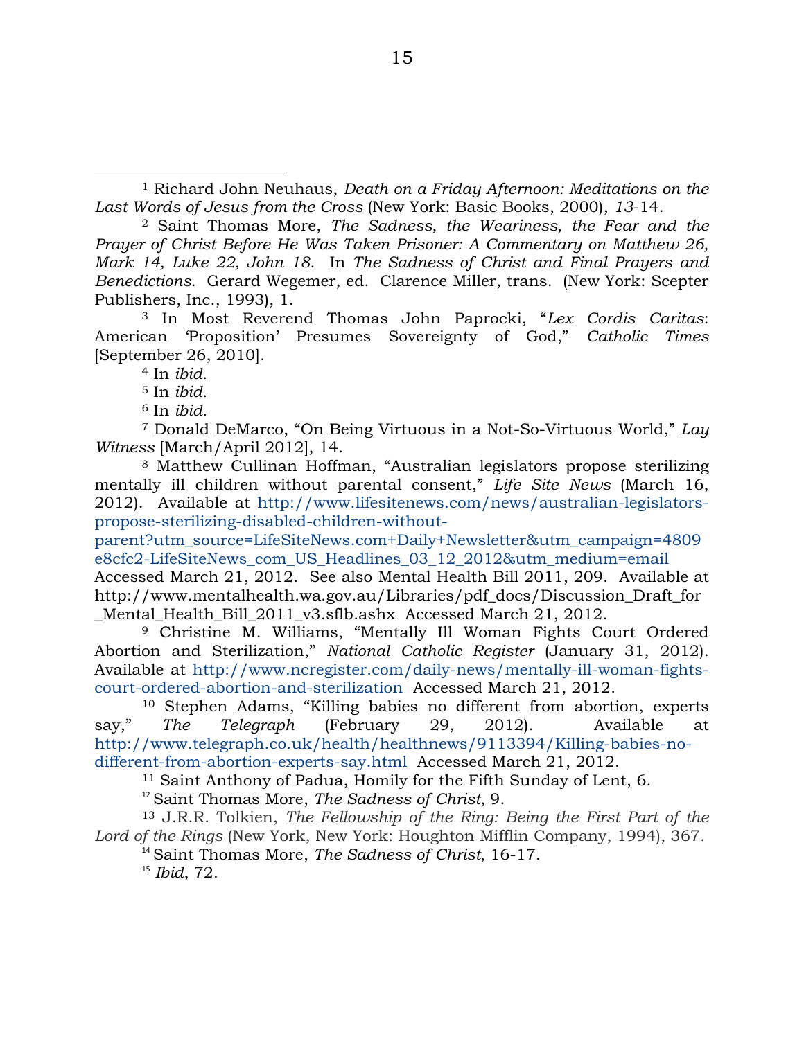[1] Richard John Neuhaus, *Death on a Friday Afternoon: Meditations on the Last Words of Jesus from the Cross* (New York: Basic Books, 2000), *13*-14.

[2] Saint Thomas More, *The Sadness, the Weariness, the Fear and the Prayer of Christ Before He Was Taken Prisoner: A Commentary on Matthew 26, Mark 14, Luke 22, John 18*. In *The Sadness of Christ and Final Prayers and Benedictions*. Gerard Wegemer, ed. Clarence Miller, trans. (New York: Scepter Publishers, Inc., 1993), 1.

[3] In Most Reverend Thomas John Paprocki, "*Lex Cordis Caritas*: American 'Proposition' Presumes Sovereignty of God," *Catholic Times* [September 26, 2010].

[4] In *ibid*.

[5] In *ibid*.

[6] In *ibid*.

[7] Donald DeMarco, "On Being Virtuous in a Not-So-Virtuous World," *Lay Witness* [March/April 2012], 14.

[8] Matthew Cullinan Hoffman, "Australian legislators propose sterilizing mentally ill children without parental consent," *Life Site News* (March 16, 2012). Available at http://www.lifesitenews.com/news/australian-legislators-propose-sterilizing-disabled-children-without-parent?utm_source=LifeSiteNews.com+Daily+Newsletter&utm_campaign=4809e8cfc2-LifeSiteNews_com_US_Headlines_03_12_2012&utm_medium=email Accessed March 21, 2012. See also Mental Health Bill 2011, 209. Available at http://www.mentalhealth.wa.gov.au/Libraries/pdf_docs/Discussion_Draft_for_Mental_Health_Bill_2011_v3.sflb.ashx Accessed March 21, 2012.

[9] Christine M. Williams, "Mentally Ill Woman Fights Court Ordered Abortion and Sterilization," *National Catholic Register* (January 31, 2012). Available at http://www.ncregister.com/daily-news/mentally-ill-woman-fights-court-ordered-abortion-and-sterilization Accessed March 21, 2012.

[10] Stephen Adams, "Killing babies no different from abortion, experts say," *The Telegraph* (February 29, 2012). Available at http://www.telegraph.co.uk/health/healthnews/9113394/Killing-babies-no-different-from-abortion-experts-say.html Accessed March 21, 2012.

[11] Saint Anthony of Padua, Homily for the Fifth Sunday of Lent, 6.

[12] Saint Thomas More, *The Sadness of Christ*, 9.

[13] J.R.R. Tolkien, *The Fellowship of the Ring: Being the First Part of the Lord of the Rings* (New York, New York: Houghton Mifflin Company, 1994), 367.

[14] Saint Thomas More, *The Sadness of Christ*, 16-17.

[15] *Ibid*, 72.